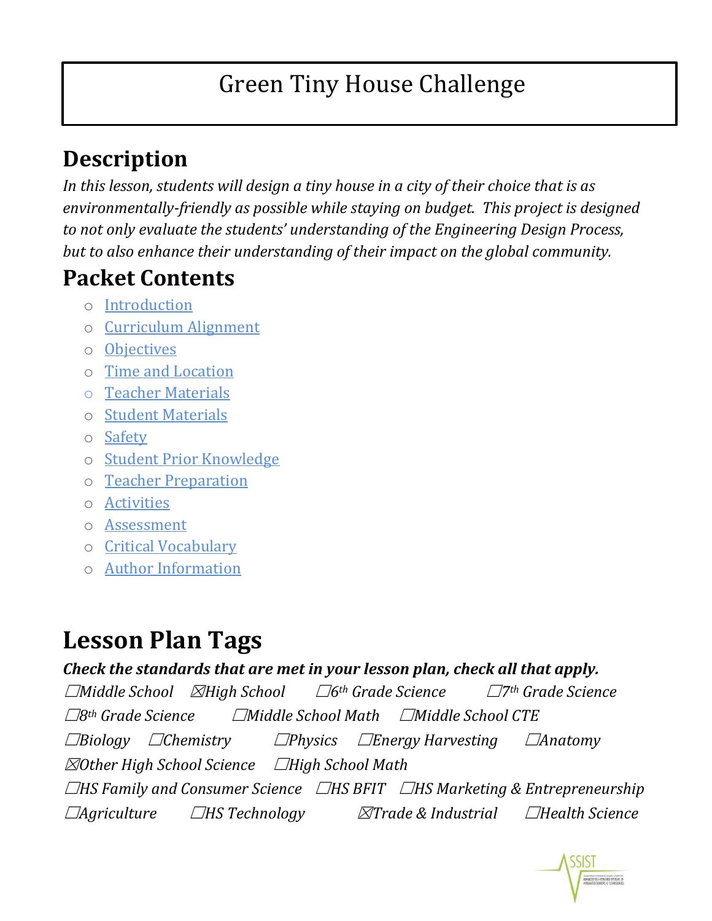# Green Tiny House Challenge

## Description

*In this lesson, students will design a tiny house in a city of their choice that is as environmentally-friendly as possible while staying on budget. This project is designed to not only evaluate the students' understanding of the Engineering Design Process, but to also enhance their understanding of their impact on the global community.*

## Packet Contents

- Introduction
- Curriculum Alignment
- Objectives
- Time and Location
- Teacher Materials
- Student Materials
- Safety
- Student Prior Knowledge
- Teacher Preparation
- Activities
- Assessment
- Critical Vocabulary
- Author Information

## Lesson Plan Tags

***Check the standards that are met in your lesson plan, check all that apply.***

*☐Middle School ☒High School ☐6th Grade Science ☐7th Grade Science*

*☐8th Grade Science ☐Middle School Math ☐Middle School CTE*

*☐Biology ☐Chemistry ☐Physics ☐Energy Harvesting ☐Anatomy*

*☒Other High School Science ☐High School Math*

*☐HS Family and Consumer Science ☐HS BFIT ☐HS Marketing & Entrepreneurship*

*☐Agriculture ☐HS Technology ☒Trade & Industrial ☐Health Science*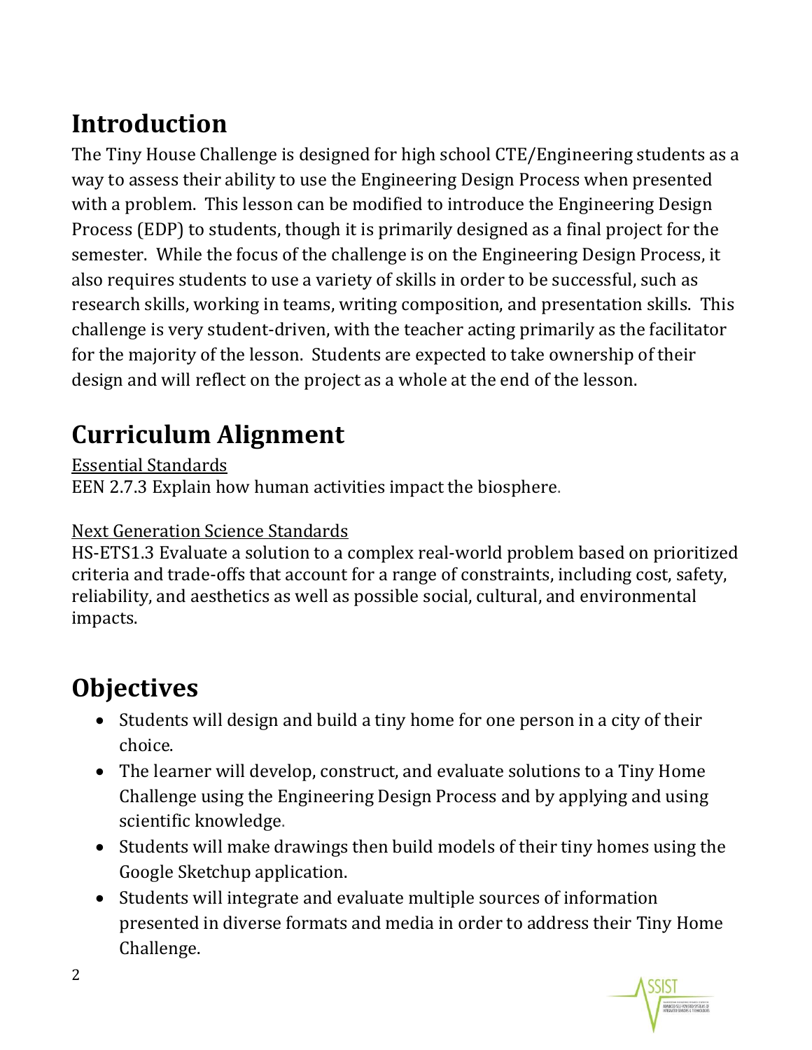## Introduction

The Tiny House Challenge is designed for high school CTE/Engineering students as a way to assess their ability to use the Engineering Design Process when presented with a problem. This lesson can be modified to introduce the Engineering Design Process (EDP) to students, though it is primarily designed as a final project for the semester. While the focus of the challenge is on the Engineering Design Process, it also requires students to use a variety of skills in order to be successful, such as research skills, working in teams, writing composition, and presentation skills. This challenge is very student-driven, with the teacher acting primarily as the facilitator for the majority of the lesson. Students are expected to take ownership of their design and will reflect on the project as a whole at the end of the lesson.

## Curriculum Alignment

<u>Essential Standards</u>
EEN 2.7.3 Explain how human activities impact the biosphere.

<u>Next Generation Science Standards</u>
HS-ETS1.3 Evaluate a solution to a complex real-world problem based on prioritized criteria and trade-offs that account for a range of constraints, including cost, safety, reliability, and aesthetics as well as possible social, cultural, and environmental impacts.

## Objectives

- Students will design and build a tiny home for one person in a city of their choice.
- The learner will develop, construct, and evaluate solutions to a Tiny Home Challenge using the Engineering Design Process and by applying and using scientific knowledge.
- Students will make drawings then build models of their tiny homes using the Google Sketchup application.
- Students will integrate and evaluate multiple sources of information presented in diverse formats and media in order to address their Tiny Home Challenge.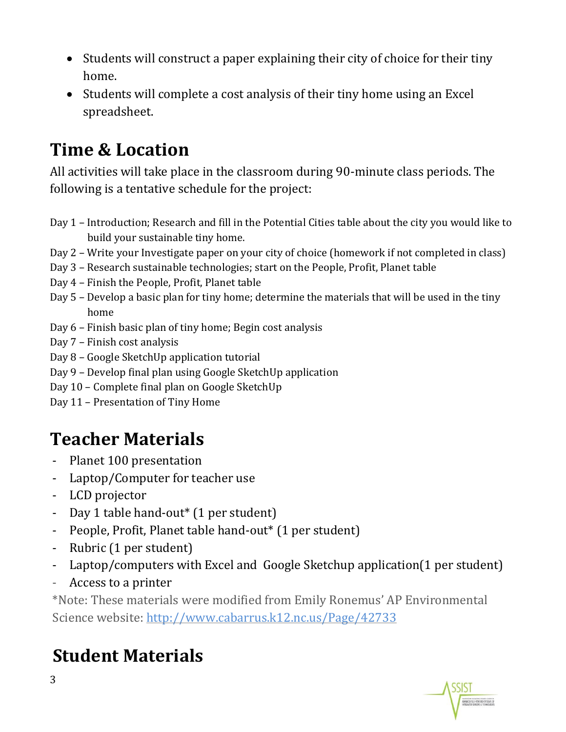- Students will construct a paper explaining their city of choice for their tiny home.
- Students will complete a cost analysis of their tiny home using an Excel spreadsheet.

## Time & Location

All activities will take place in the classroom during 90-minute class periods. The following is a tentative schedule for the project:

Day 1 – Introduction; Research and fill in the Potential Cities table about the city you would like to build your sustainable tiny home.
Day 2 – Write your Investigate paper on your city of choice (homework if not completed in class)
Day 3 – Research sustainable technologies; start on the People, Profit, Planet table
Day 4 – Finish the People, Profit, Planet table
Day 5 – Develop a basic plan for tiny home; determine the materials that will be used in the tiny home
Day 6 – Finish basic plan of tiny home; Begin cost analysis
Day 7 – Finish cost analysis
Day 8 – Google SketchUp application tutorial
Day 9 – Develop final plan using Google SketchUp application
Day 10 – Complete final plan on Google SketchUp
Day 11 – Presentation of Tiny Home

## Teacher Materials

- Planet 100 presentation
- Laptop/Computer for teacher use
- LCD projector
- Day 1 table hand-out* (1 per student)
- People, Profit, Planet table hand-out* (1 per student)
- Rubric (1 per student)
- Laptop/computers with Excel and Google Sketchup application(1 per student)
- Access to a printer

*Note: These materials were modified from Emily Ronemus' AP Environmental Science website: http://www.cabarrus.k12.nc.us/Page/42733

## Student Materials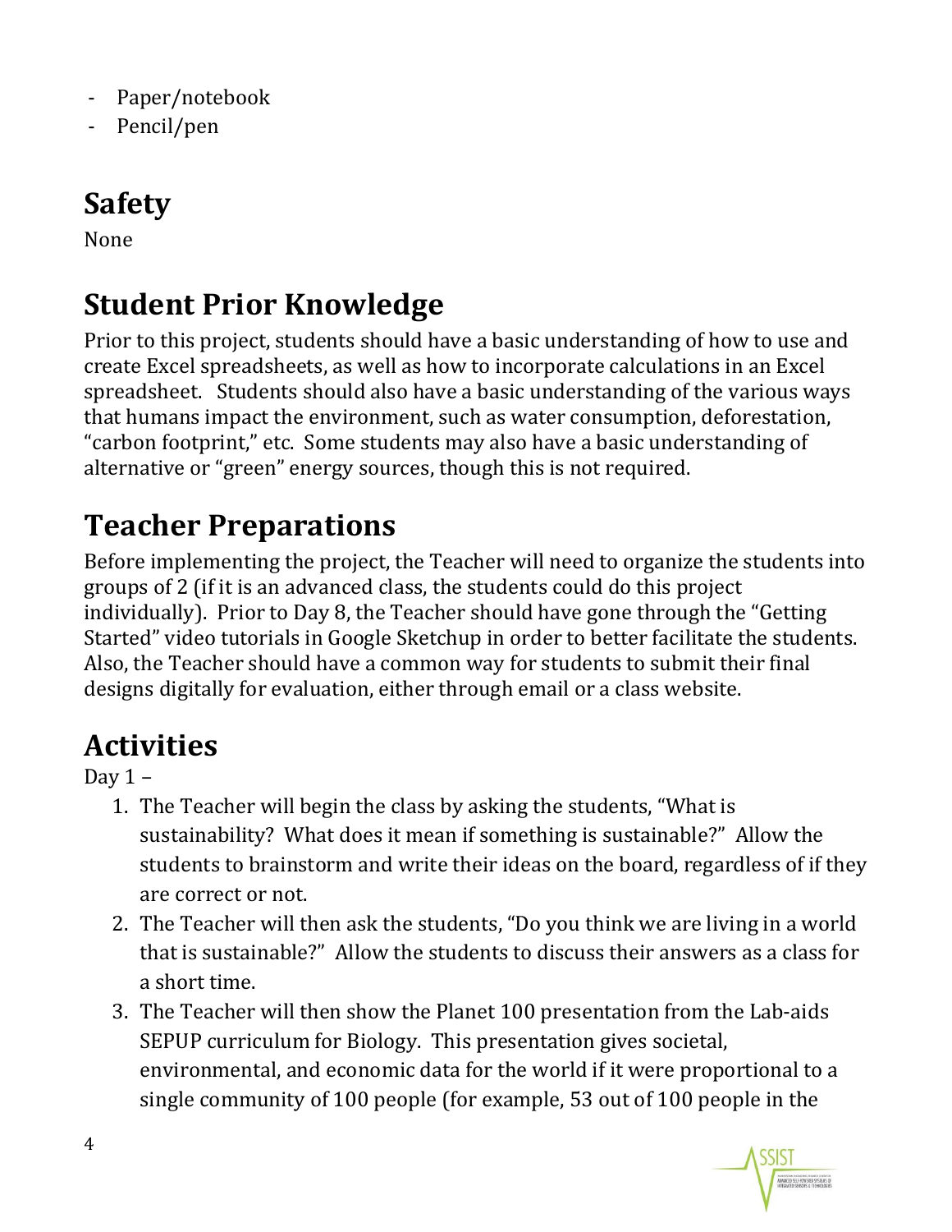- Paper/notebook
- Pencil/pen

## Safety

None

## Student Prior Knowledge

Prior to this project, students should have a basic understanding of how to use and create Excel spreadsheets, as well as how to incorporate calculations in an Excel spreadsheet. Students should also have a basic understanding of the various ways that humans impact the environment, such as water consumption, deforestation, "carbon footprint," etc. Some students may also have a basic understanding of alternative or "green" energy sources, though this is not required.

## Teacher Preparations

Before implementing the project, the Teacher will need to organize the students into groups of 2 (if it is an advanced class, the students could do this project individually). Prior to Day 8, the Teacher should have gone through the "Getting Started" video tutorials in Google Sketchup in order to better facilitate the students. Also, the Teacher should have a common way for students to submit their final designs digitally for evaluation, either through email or a class website.

## Activities

Day 1 –

1. The Teacher will begin the class by asking the students, "What is sustainability? What does it mean if something is sustainable?" Allow the students to brainstorm and write their ideas on the board, regardless of if they are correct or not.
2. The Teacher will then ask the students, "Do you think we are living in a world that is sustainable?" Allow the students to discuss their answers as a class for a short time.
3. The Teacher will then show the Planet 100 presentation from the Lab-aids SEPUP curriculum for Biology. This presentation gives societal, environmental, and economic data for the world if it were proportional to a single community of 100 people (for example, 53 out of 100 people in the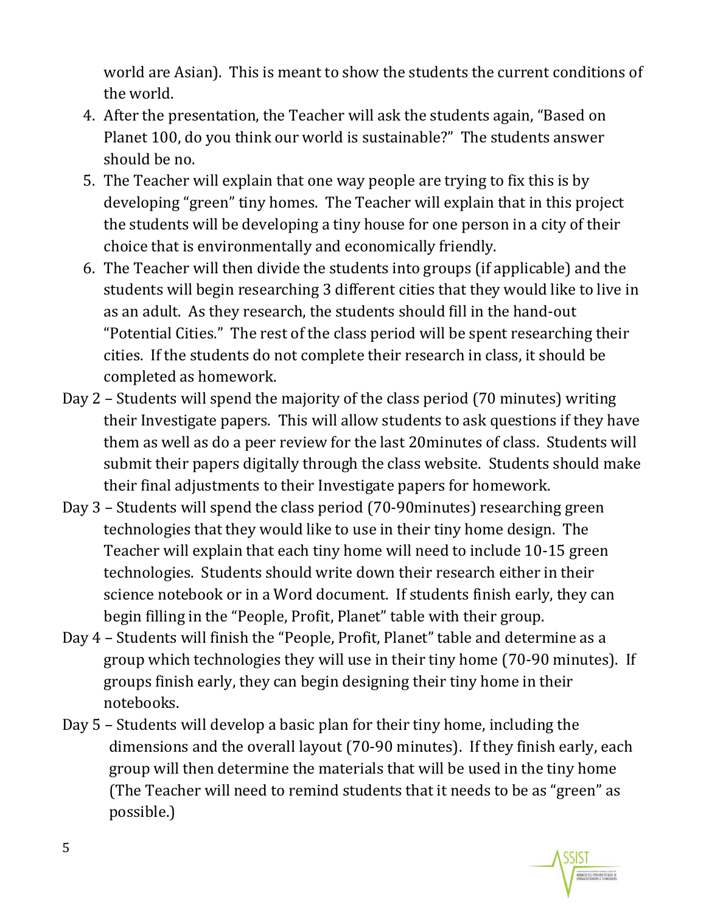world are Asian). This is meant to show the students the current conditions of the world.

4. After the presentation, the Teacher will ask the students again, "Based on Planet 100, do you think our world is sustainable?" The students answer should be no.
5. The Teacher will explain that one way people are trying to fix this is by developing "green" tiny homes. The Teacher will explain that in this project the students will be developing a tiny house for one person in a city of their choice that is environmentally and economically friendly.
6. The Teacher will then divide the students into groups (if applicable) and the students will begin researching 3 different cities that they would like to live in as an adult. As they research, the students should fill in the hand-out "Potential Cities." The rest of the class period will be spent researching their cities. If the students do not complete their research in class, it should be completed as homework.

Day 2 – Students will spend the majority of the class period (70 minutes) writing their Investigate papers. This will allow students to ask questions if they have them as well as do a peer review for the last 20minutes of class. Students will submit their papers digitally through the class website. Students should make their final adjustments to their Investigate papers for homework.

Day 3 – Students will spend the class period (70-90minutes) researching green technologies that they would like to use in their tiny home design. The Teacher will explain that each tiny home will need to include 10-15 green technologies. Students should write down their research either in their science notebook or in a Word document. If students finish early, they can begin filling in the "People, Profit, Planet" table with their group.

Day 4 – Students will finish the "People, Profit, Planet" table and determine as a group which technologies they will use in their tiny home (70-90 minutes). If groups finish early, they can begin designing their tiny home in their notebooks.

Day 5 – Students will develop a basic plan for their tiny home, including the dimensions and the overall layout (70-90 minutes). If they finish early, each group will then determine the materials that will be used in the tiny home (The Teacher will need to remind students that it needs to be as "green" as possible.)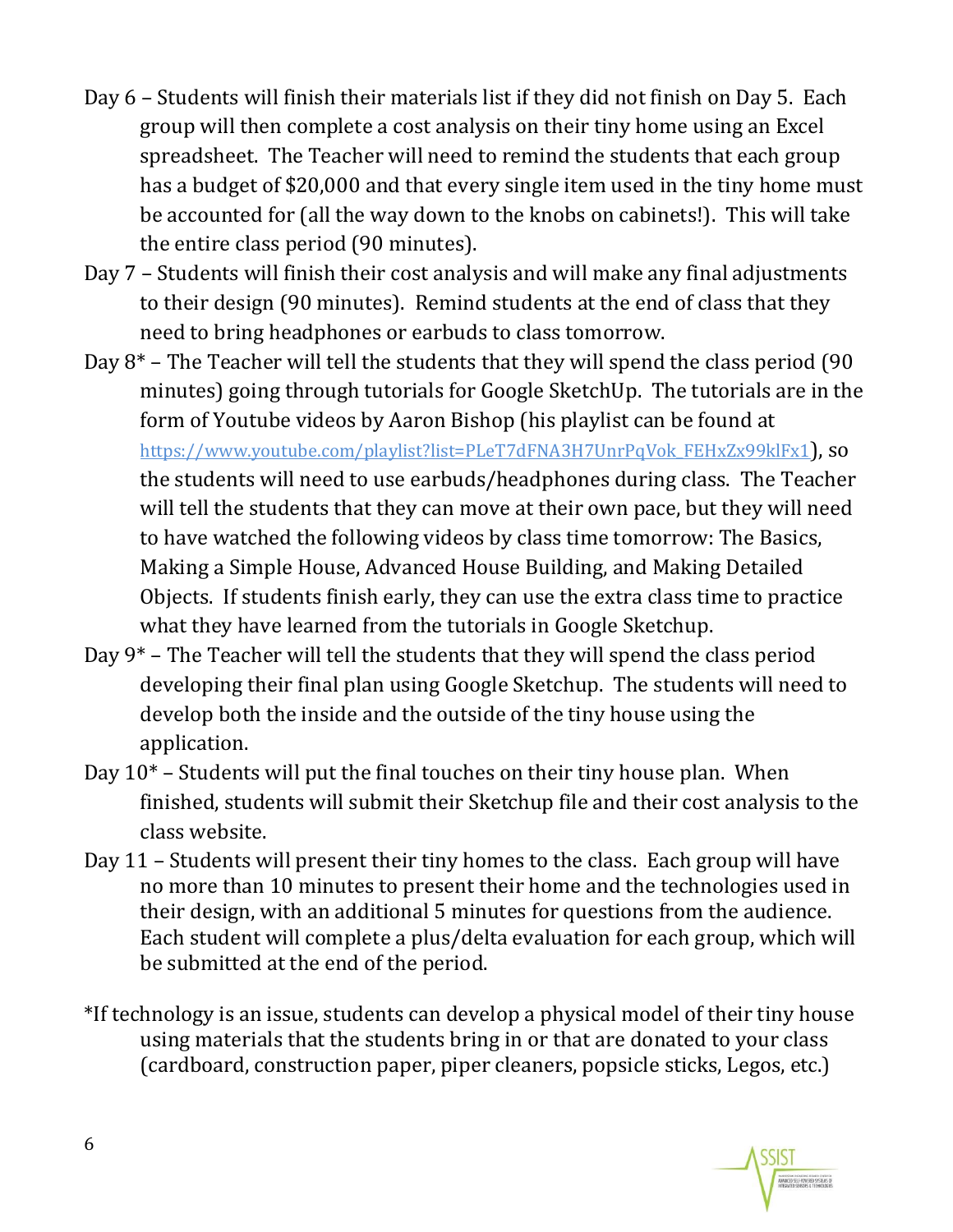Day 6 – Students will finish their materials list if they did not finish on Day 5. Each group will then complete a cost analysis on their tiny home using an Excel spreadsheet. The Teacher will need to remind the students that each group has a budget of $20,000 and that every single item used in the tiny home must be accounted for (all the way down to the knobs on cabinets!). This will take the entire class period (90 minutes).

Day 7 – Students will finish their cost analysis and will make any final adjustments to their design (90 minutes). Remind students at the end of class that they need to bring headphones or earbuds to class tomorrow.

Day 8* – The Teacher will tell the students that they will spend the class period (90 minutes) going through tutorials for Google SketchUp. The tutorials are in the form of Youtube videos by Aaron Bishop (his playlist can be found at https://www.youtube.com/playlist?list=PLeT7dFNA3H7UnrPqVok_FEHxZx99klFx1), so the students will need to use earbuds/headphones during class. The Teacher will tell the students that they can move at their own pace, but they will need to have watched the following videos by class time tomorrow: The Basics, Making a Simple House, Advanced House Building, and Making Detailed Objects. If students finish early, they can use the extra class time to practice what they have learned from the tutorials in Google Sketchup.

Day 9* – The Teacher will tell the students that they will spend the class period developing their final plan using Google Sketchup. The students will need to develop both the inside and the outside of the tiny house using the application.

Day 10* – Students will put the final touches on their tiny house plan. When finished, students will submit their Sketchup file and their cost analysis to the class website.

Day 11 – Students will present their tiny homes to the class. Each group will have no more than 10 minutes to present their home and the technologies used in their design, with an additional 5 minutes for questions from the audience. Each student will complete a plus/delta evaluation for each group, which will be submitted at the end of the period.

*If technology is an issue, students can develop a physical model of their tiny house using materials that the students bring in or that are donated to your class (cardboard, construction paper, piper cleaners, popsicle sticks, Legos, etc.)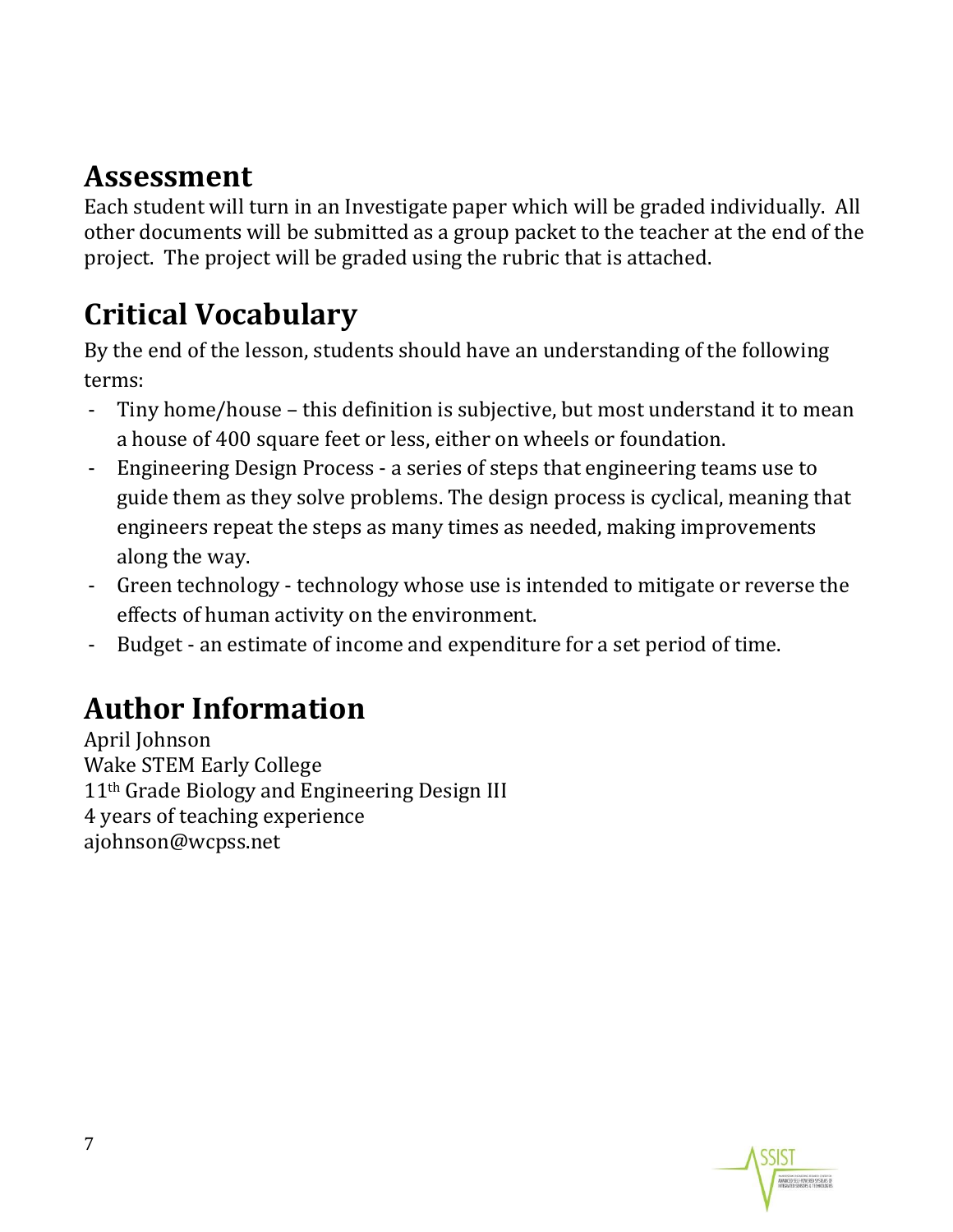## Assessment

Each student will turn in an Investigate paper which will be graded individually. All other documents will be submitted as a group packet to the teacher at the end of the project. The project will be graded using the rubric that is attached.

## Critical Vocabulary

By the end of the lesson, students should have an understanding of the following terms:

- Tiny home/house – this definition is subjective, but most understand it to mean a house of 400 square feet or less, either on wheels or foundation.
- Engineering Design Process - a series of steps that engineering teams use to guide them as they solve problems. The design process is cyclical, meaning that engineers repeat the steps as many times as needed, making improvements along the way.
- Green technology - technology whose use is intended to mitigate or reverse the effects of human activity on the environment.
- Budget - an estimate of income and expenditure for a set period of time.

## Author Information

April Johnson
Wake STEM Early College
11th Grade Biology and Engineering Design III
4 years of teaching experience
ajohnson@wcpss.net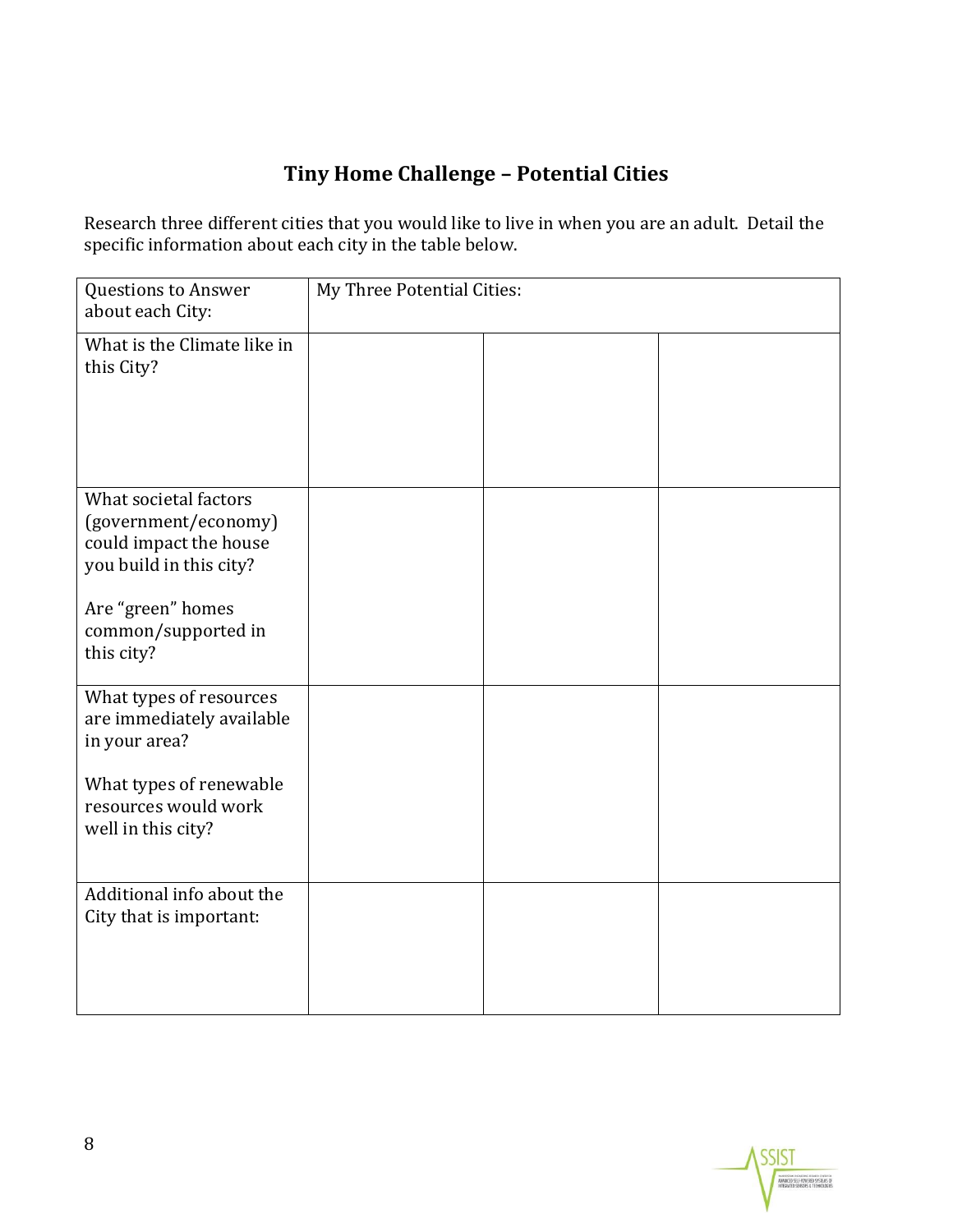## Tiny Home Challenge – Potential Cities

Research three different cities that you would like to live in when you are an adult. Detail the specific information about each city in the table below.

| Questions to Answer about each City: | My Three Potential Cities: | | |
|---|---|---|---|
| What is the Climate like in this City? | | | |
| What societal factors (government/economy) could impact the house you build in this city?<br><br>Are "green" homes common/supported in this city? | | | |
| What types of resources are immediately available in your area?<br><br>What types of renewable resources would work well in this city? | | | |
| Additional info about the City that is important: | | | |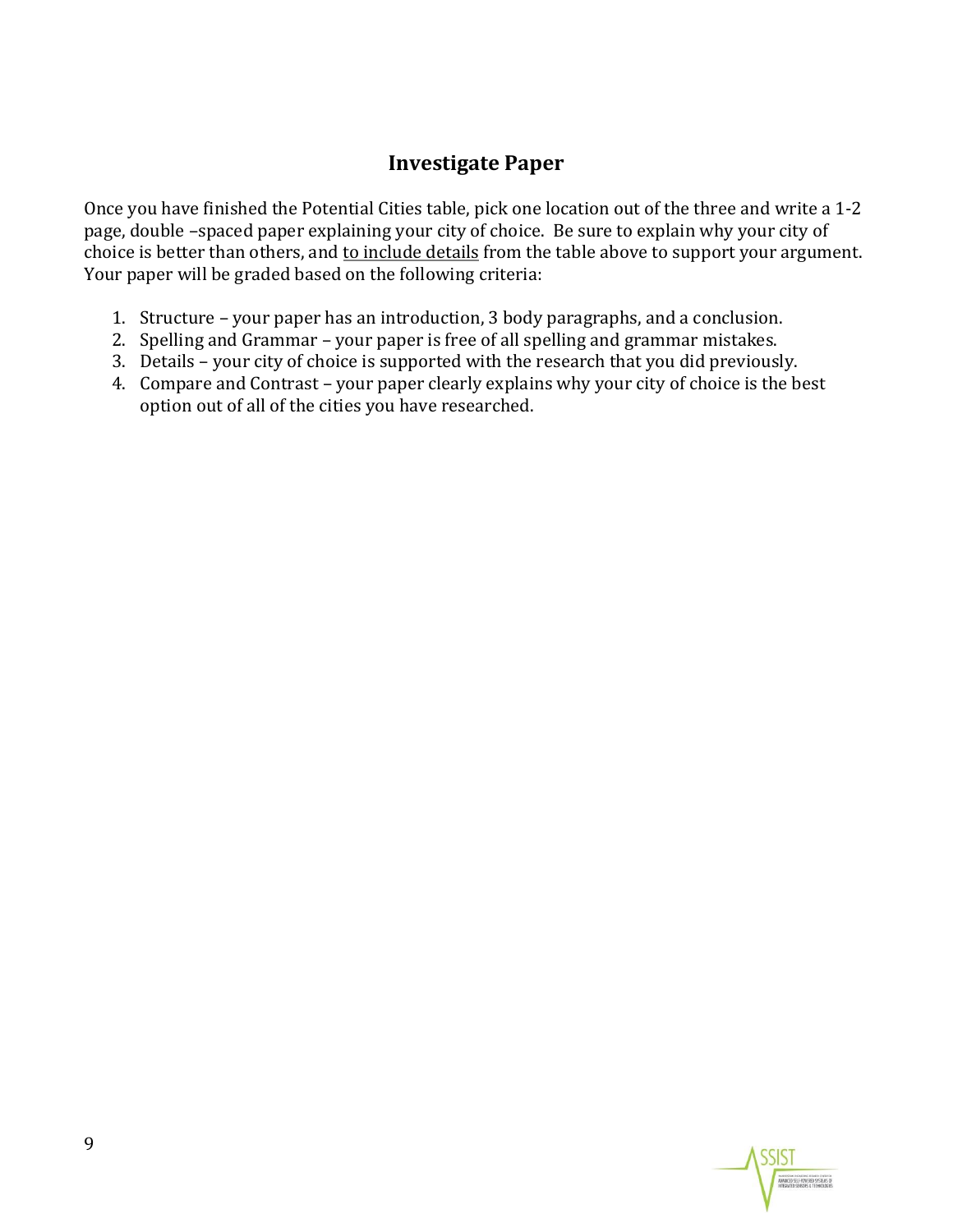## Investigate Paper

Once you have finished the Potential Cities table, pick one location out of the three and write a 1-2 page, double –spaced paper explaining your city of choice. Be sure to explain why your city of choice is better than others, and <u>to include details</u> from the table above to support your argument. Your paper will be graded based on the following criteria:

1. Structure – your paper has an introduction, 3 body paragraphs, and a conclusion.
2. Spelling and Grammar – your paper is free of all spelling and grammar mistakes.
3. Details – your city of choice is supported with the research that you did previously.
4. Compare and Contrast – your paper clearly explains why your city of choice is the best option out of all of the cities you have researched.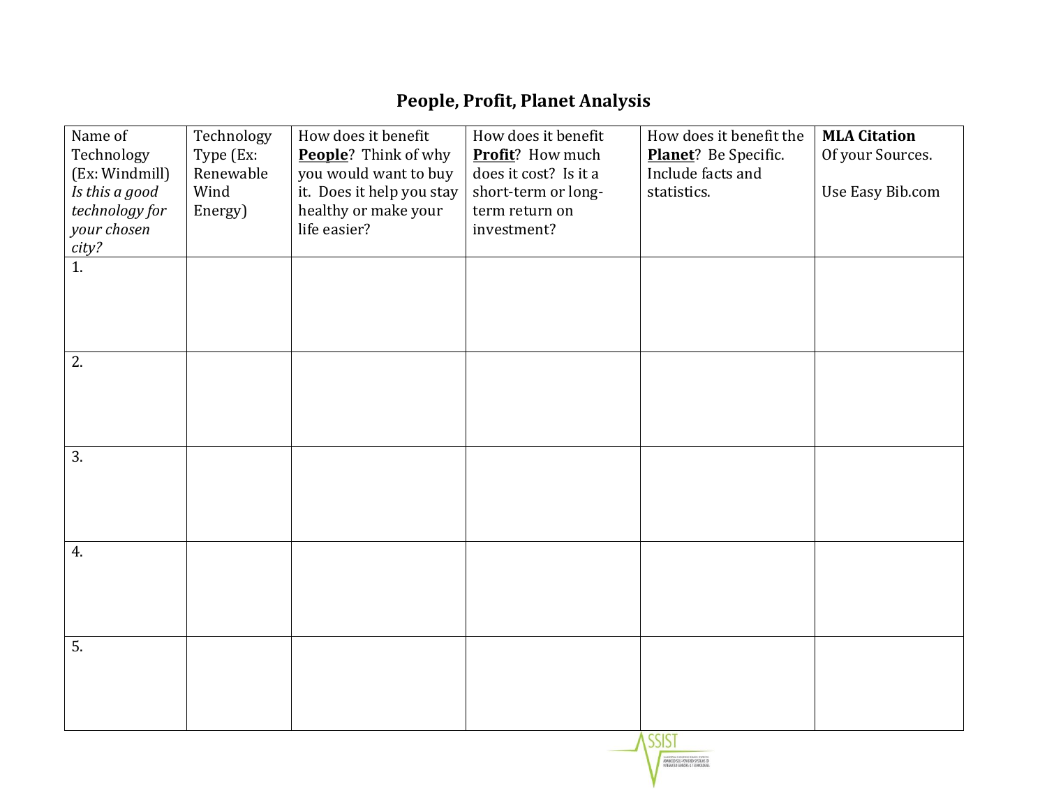# People, Profit, Planet Analysis

| Name of Technology (Ex: Windmill) *Is this a good technology for your chosen city?* | Technology Type (Ex: Renewable Wind Energy) | How does it benefit **<u>People</u>**? Think of why you would want to buy it. Does it help you stay healthy or make your life easier? | How does it benefit **<u>Profit</u>**? How much does it cost? Is it a short-term or long-term return on investment? | How does it benefit the **<u>Planet</u>**? Be Specific. Include facts and statistics. | **MLA Citation** Of your Sources. Use Easy Bib.com |
|---|---|---|---|---|---|
| 1. | | | | | |
| 2. | | | | | |
| 3. | | | | | |
| 4. | | | | | |
| 5. | | | | | |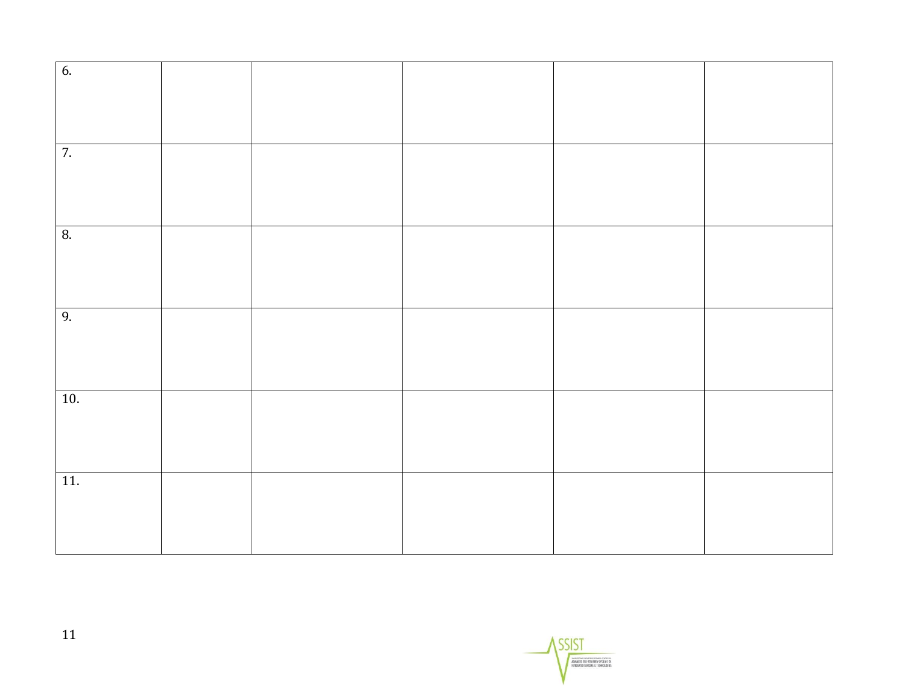| | | | | | |
|---|---|---|---|---|---|
| 6. | | | | | |
| 7. | | | | | |
| 8. | | | | | |
| 9. | | | | | |
| 10. | | | | | |
| 11. | | | | | |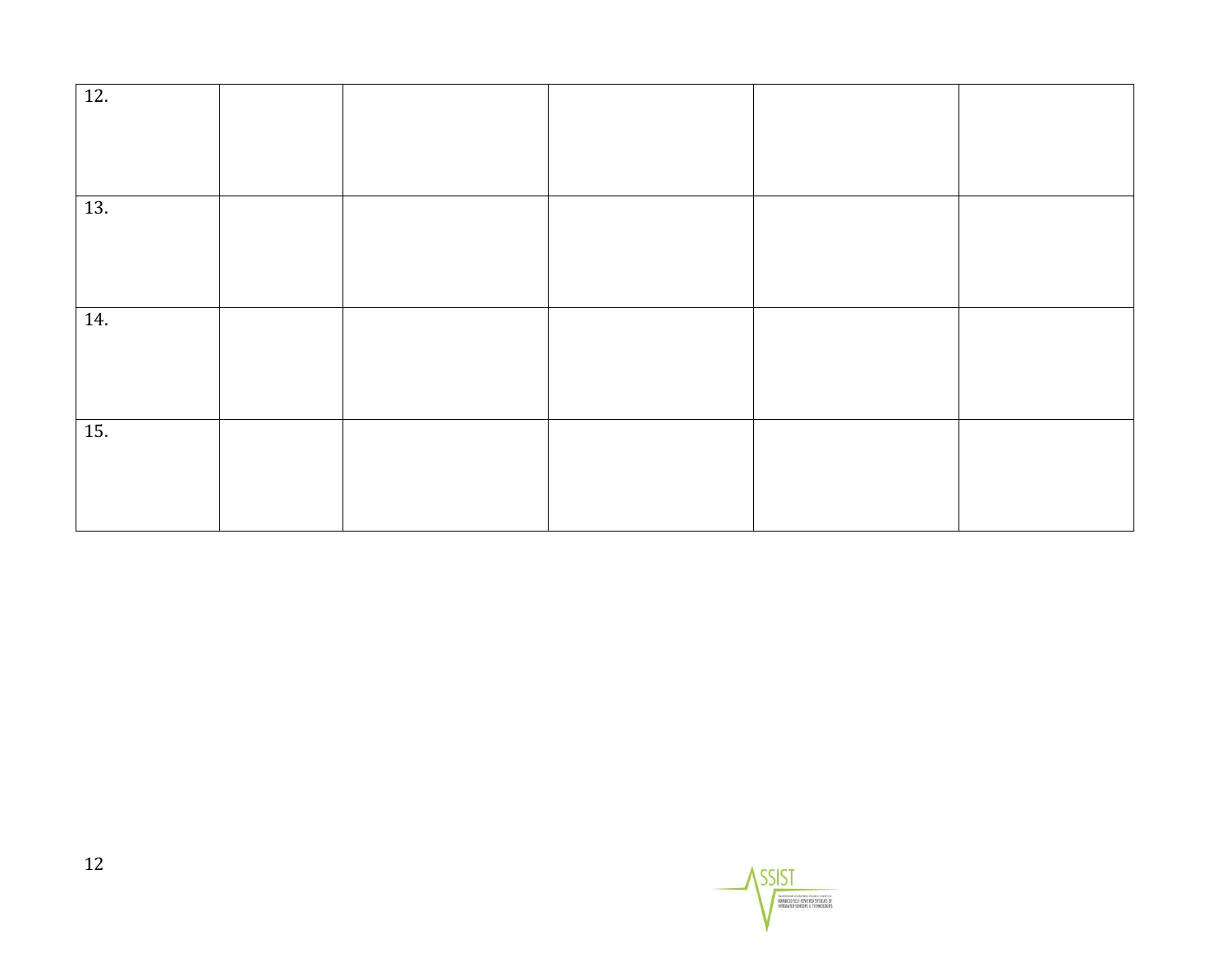| | | | | | |
|---|---|---|---|---|---|
| 12. | | | | | |
| 13. | | | | | |
| 14. | | | | | |
| 15. | | | | | |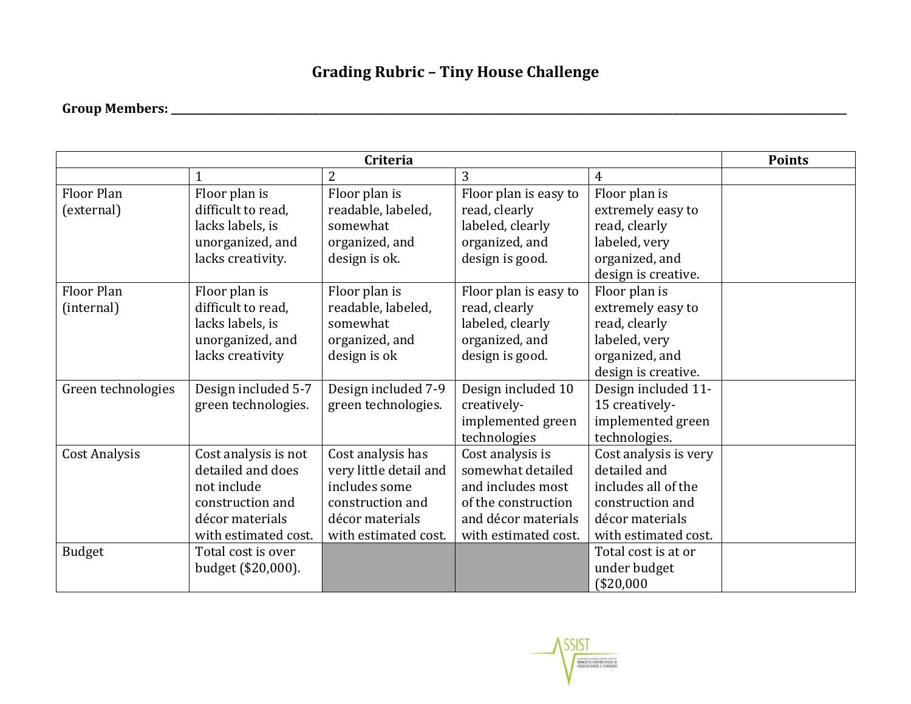# Grading Rubric – Tiny House Challenge

**Group Members: ________________________________________________________________________________________**

| Criteria | | | | | Points |
|---|---|---|---|---|---|
| | 1 | 2 | 3 | 4 | |
| Floor Plan (external) | Floor plan is difficult to read, lacks labels, is unorganized, and lacks creativity. | Floor plan is readable, labeled, somewhat organized, and design is ok. | Floor plan is easy to read, clearly labeled, clearly organized, and design is good. | Floor plan is extremely easy to read, clearly labeled, very organized, and design is creative. | |
| Floor Plan (internal) | Floor plan is difficult to read, lacks labels, is unorganized, and lacks creativity | Floor plan is readable, labeled, somewhat organized, and design is ok | Floor plan is easy to read, clearly labeled, clearly organized, and design is good. | Floor plan is extremely easy to read, clearly labeled, very organized, and design is creative. | |
| Green technologies | Design included 5-7 green technologies. | Design included 7-9 green technologies. | Design included 10 creatively-implemented green technologies | Design included 11-15 creatively-implemented green technologies. | |
| Cost Analysis | Cost analysis is not detailed and does not include construction and décor materials with estimated cost. | Cost analysis has very little detail and includes some construction and décor materials with estimated cost. | Cost analysis is somewhat detailed and includes most of the construction and décor materials with estimated cost. | Cost analysis is very detailed and includes all of the construction and décor materials with estimated cost. | |
| Budget | Total cost is over budget ($20,000). | | | Total cost is at or under budget ($20,000 | |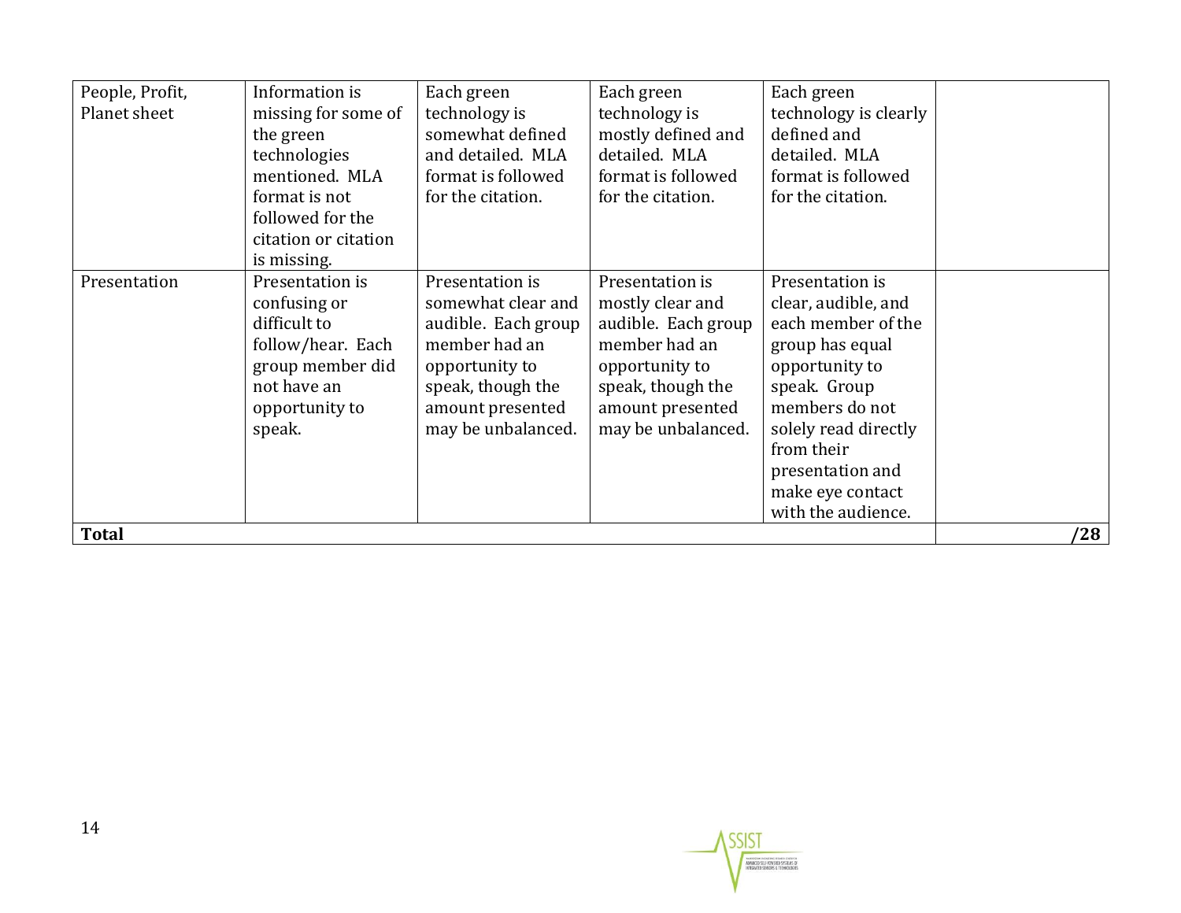| | | | | | |
|---|---|---|---|---|---|
| People, Profit, Planet sheet | Information is missing for some of the green technologies mentioned. MLA format is not followed for the citation or citation is missing. | Each green technology is somewhat defined and detailed. MLA format is followed for the citation. | Each green technology is mostly defined and detailed. MLA format is followed for the citation. | Each green technology is clearly defined and detailed. MLA format is followed for the citation. | |
| Presentation | Presentation is confusing or difficult to follow/hear. Each group member did not have an opportunity to speak. | Presentation is somewhat clear and audible. Each group member had an opportunity to speak, though the amount presented may be unbalanced. | Presentation is mostly clear and audible. Each group member had an opportunity to speak, though the amount presented may be unbalanced. | Presentation is clear, audible, and each member of the group has equal opportunity to speak. Group members do not solely read directly from their presentation and make eye contact with the audience. | |
| **Total** | | | | | **/28** |